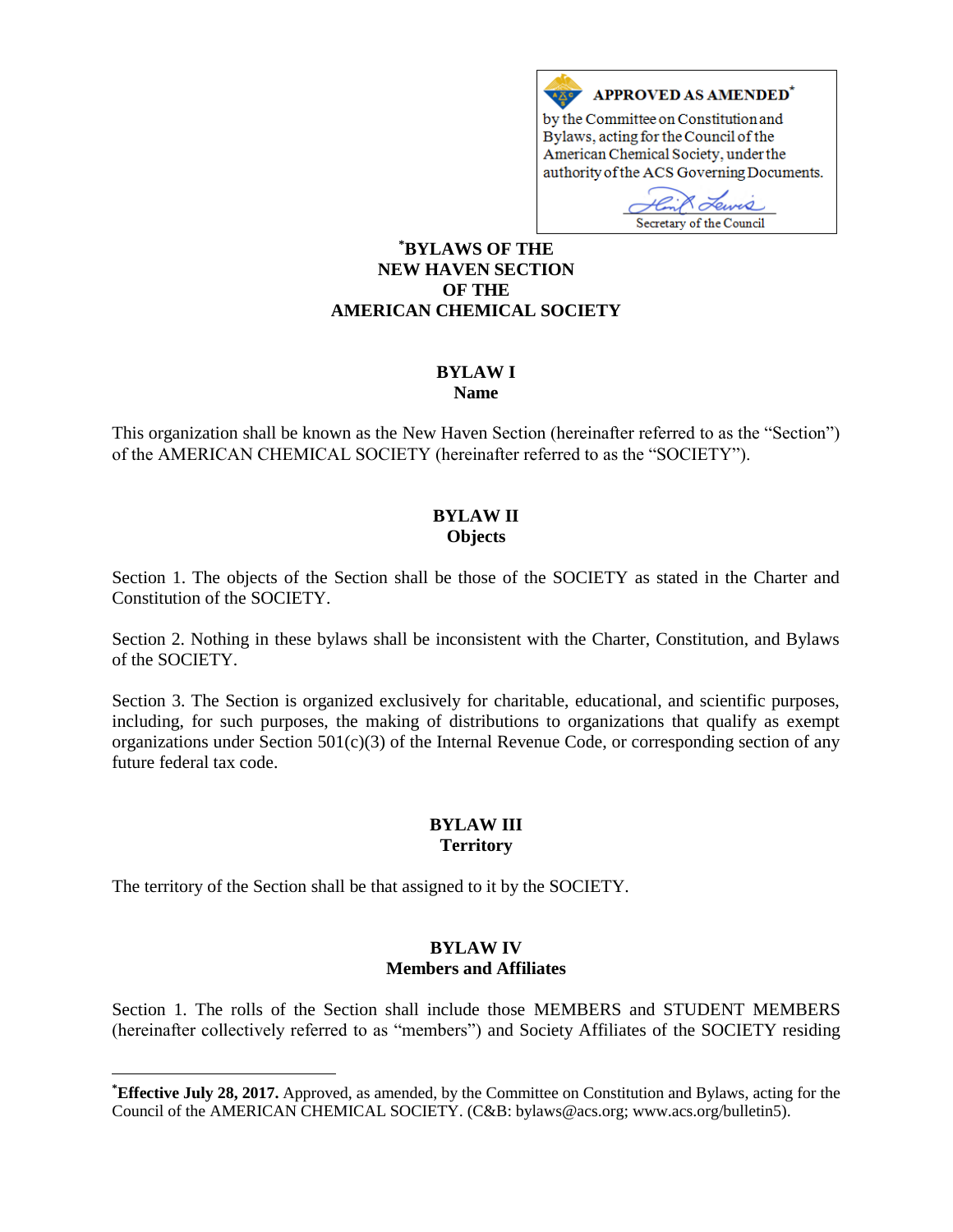**APPROVED AS AMENDED***

by the Committee on Constitution and Bylaws, acting for the Council of the American Chemical Society, under the authority of the ACS Governing Documents.

Secretary of the Council

# *BYLAWS OF THE NEW HAVEN SECTION OF THE AMERICAN CHEMICAL SOCIETY

## BYLAW I
**Name**

This organization shall be known as the New Haven Section (hereinafter referred to as the "Section") of the AMERICAN CHEMICAL SOCIETY (hereinafter referred to as the "SOCIETY").

## BYLAW II
**Objects**

Section 1. The objects of the Section shall be those of the SOCIETY as stated in the Charter and Constitution of the SOCIETY.

Section 2. Nothing in these bylaws shall be inconsistent with the Charter, Constitution, and Bylaws of the SOCIETY.

Section 3. The Section is organized exclusively for charitable, educational, and scientific purposes, including, for such purposes, the making of distributions to organizations that qualify as exempt organizations under Section 501(c)(3) of the Internal Revenue Code, or corresponding section of any future federal tax code.

## BYLAW III
**Territory**

The territory of the Section shall be that assigned to it by the SOCIETY.

## BYLAW IV
**Members and Affiliates**

Section 1. The rolls of the Section shall include those MEMBERS and STUDENT MEMBERS (hereinafter collectively referred to as "members") and Society Affiliates of the SOCIETY residing

---

***Effective July 28, 2017.** Approved, as amended, by the Committee on Constitution and Bylaws, acting for the Council of the AMERICAN CHEMICAL SOCIETY. (C&B: bylaws@acs.org; www.acs.org/bulletin5).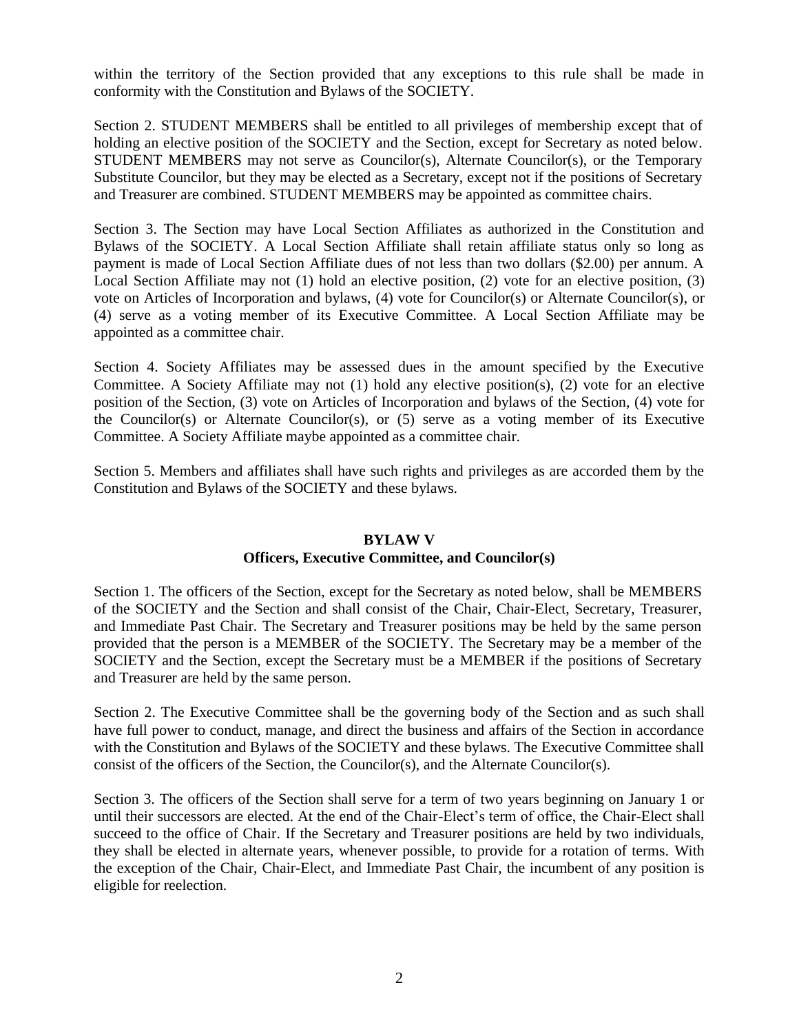within the territory of the Section provided that any exceptions to this rule shall be made in conformity with the Constitution and Bylaws of the SOCIETY.

Section 2. STUDENT MEMBERS shall be entitled to all privileges of membership except that of holding an elective position of the SOCIETY and the Section, except for Secretary as noted below. STUDENT MEMBERS may not serve as Councilor(s), Alternate Councilor(s), or the Temporary Substitute Councilor, but they may be elected as a Secretary, except not if the positions of Secretary and Treasurer are combined. STUDENT MEMBERS may be appointed as committee chairs.

Section 3. The Section may have Local Section Affiliates as authorized in the Constitution and Bylaws of the SOCIETY. A Local Section Affiliate shall retain affiliate status only so long as payment is made of Local Section Affiliate dues of not less than two dollars ($2.00) per annum. A Local Section Affiliate may not (1) hold an elective position, (2) vote for an elective position, (3) vote on Articles of Incorporation and bylaws, (4) vote for Councilor(s) or Alternate Councilor(s), or (4) serve as a voting member of its Executive Committee. A Local Section Affiliate may be appointed as a committee chair.

Section 4. Society Affiliates may be assessed dues in the amount specified by the Executive Committee. A Society Affiliate may not (1) hold any elective position(s), (2) vote for an elective position of the Section, (3) vote on Articles of Incorporation and bylaws of the Section, (4) vote for the Councilor(s) or Alternate Councilor(s), or (5) serve as a voting member of its Executive Committee. A Society Affiliate maybe appointed as a committee chair.

Section 5. Members and affiliates shall have such rights and privileges as are accorded them by the Constitution and Bylaws of the SOCIETY and these bylaws.

## BYLAW V
## Officers, Executive Committee, and Councilor(s)

Section 1. The officers of the Section, except for the Secretary as noted below, shall be MEMBERS of the SOCIETY and the Section and shall consist of the Chair, Chair-Elect, Secretary, Treasurer, and Immediate Past Chair. The Secretary and Treasurer positions may be held by the same person provided that the person is a MEMBER of the SOCIETY. The Secretary may be a member of the SOCIETY and the Section, except the Secretary must be a MEMBER if the positions of Secretary and Treasurer are held by the same person.

Section 2. The Executive Committee shall be the governing body of the Section and as such shall have full power to conduct, manage, and direct the business and affairs of the Section in accordance with the Constitution and Bylaws of the SOCIETY and these bylaws. The Executive Committee shall consist of the officers of the Section, the Councilor(s), and the Alternate Councilor(s).

Section 3. The officers of the Section shall serve for a term of two years beginning on January 1 or until their successors are elected. At the end of the Chair-Elect's term of office, the Chair-Elect shall succeed to the office of Chair. If the Secretary and Treasurer positions are held by two individuals, they shall be elected in alternate years, whenever possible, to provide for a rotation of terms. With the exception of the Chair, Chair-Elect, and Immediate Past Chair, the incumbent of any position is eligible for reelection.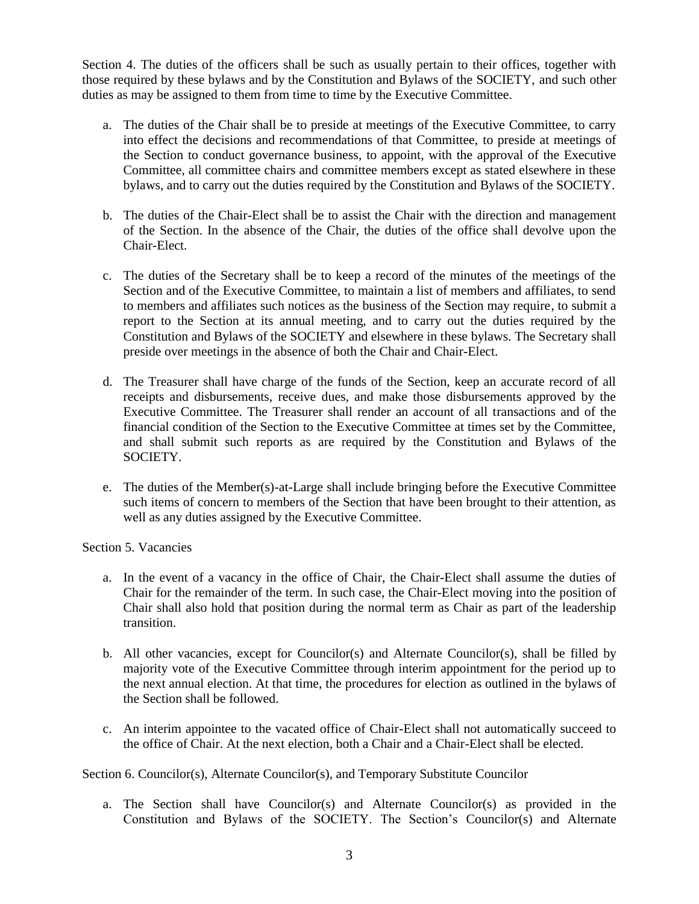Section 4. The duties of the officers shall be such as usually pertain to their offices, together with those required by these bylaws and by the Constitution and Bylaws of the SOCIETY, and such other duties as may be assigned to them from time to time by the Executive Committee.

a. The duties of the Chair shall be to preside at meetings of the Executive Committee, to carry into effect the decisions and recommendations of that Committee, to preside at meetings of the Section to conduct governance business, to appoint, with the approval of the Executive Committee, all committee chairs and committee members except as stated elsewhere in these bylaws, and to carry out the duties required by the Constitution and Bylaws of the SOCIETY.

b. The duties of the Chair-Elect shall be to assist the Chair with the direction and management of the Section. In the absence of the Chair, the duties of the office shall devolve upon the Chair-Elect.

c. The duties of the Secretary shall be to keep a record of the minutes of the meetings of the Section and of the Executive Committee, to maintain a list of members and affiliates, to send to members and affiliates such notices as the business of the Section may require, to submit a report to the Section at its annual meeting, and to carry out the duties required by the Constitution and Bylaws of the SOCIETY and elsewhere in these bylaws. The Secretary shall preside over meetings in the absence of both the Chair and Chair-Elect.

d. The Treasurer shall have charge of the funds of the Section, keep an accurate record of all receipts and disbursements, receive dues, and make those disbursements approved by the Executive Committee. The Treasurer shall render an account of all transactions and of the financial condition of the Section to the Executive Committee at times set by the Committee, and shall submit such reports as are required by the Constitution and Bylaws of the SOCIETY.

e. The duties of the Member(s)-at-Large shall include bringing before the Executive Committee such items of concern to members of the Section that have been brought to their attention, as well as any duties assigned by the Executive Committee.

Section 5. Vacancies

a. In the event of a vacancy in the office of Chair, the Chair-Elect shall assume the duties of Chair for the remainder of the term. In such case, the Chair-Elect moving into the position of Chair shall also hold that position during the normal term as Chair as part of the leadership transition.

b. All other vacancies, except for Councilor(s) and Alternate Councilor(s), shall be filled by majority vote of the Executive Committee through interim appointment for the period up to the next annual election. At that time, the procedures for election as outlined in the bylaws of the Section shall be followed.

c. An interim appointee to the vacated office of Chair-Elect shall not automatically succeed to the office of Chair. At the next election, both a Chair and a Chair-Elect shall be elected.

Section 6. Councilor(s), Alternate Councilor(s), and Temporary Substitute Councilor

a. The Section shall have Councilor(s) and Alternate Councilor(s) as provided in the Constitution and Bylaws of the SOCIETY. The Section's Councilor(s) and Alternate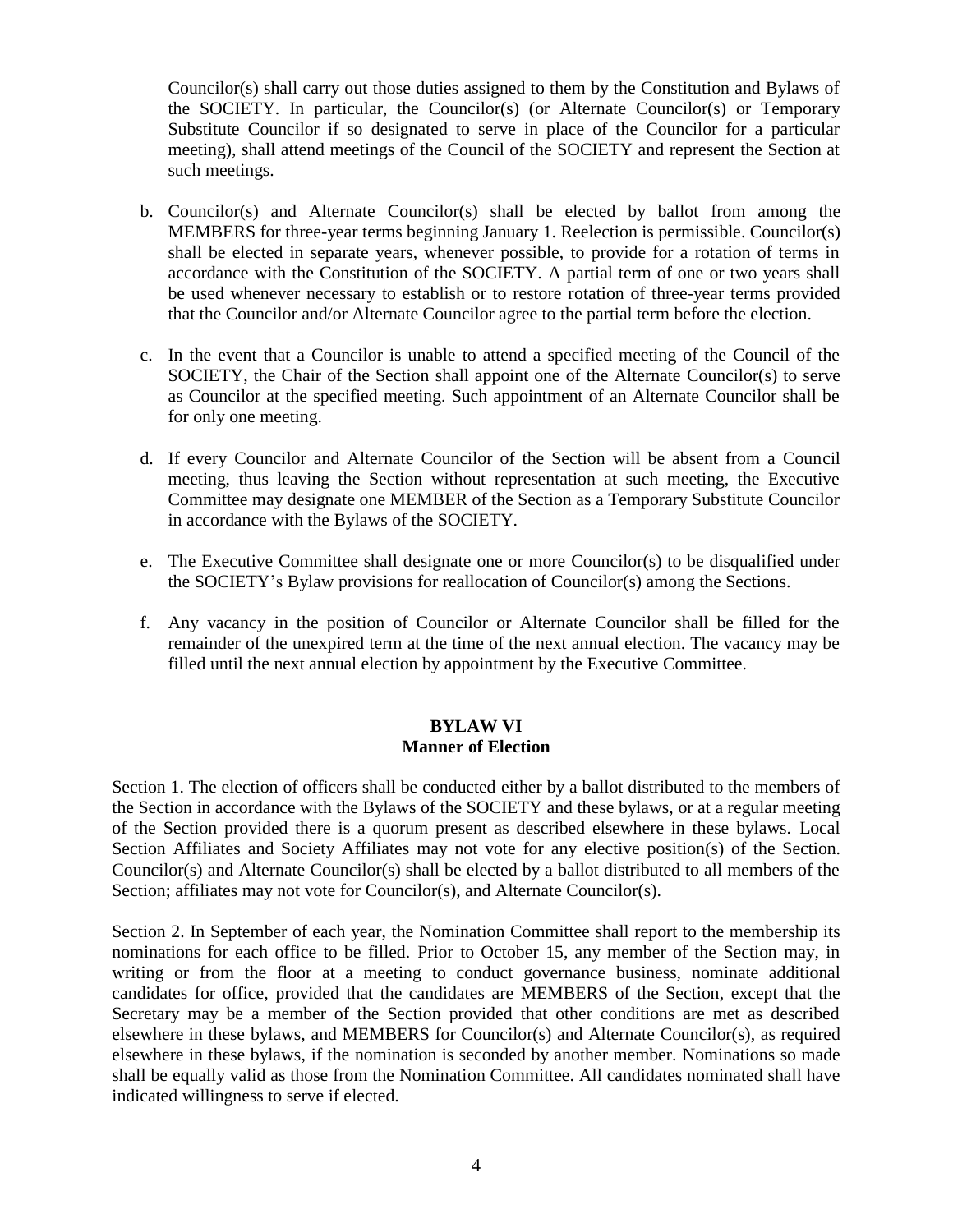Councilor(s) shall carry out those duties assigned to them by the Constitution and Bylaws of the SOCIETY. In particular, the Councilor(s) (or Alternate Councilor(s) or Temporary Substitute Councilor if so designated to serve in place of the Councilor for a particular meeting), shall attend meetings of the Council of the SOCIETY and represent the Section at such meetings.

b. Councilor(s) and Alternate Councilor(s) shall be elected by ballot from among the MEMBERS for three-year terms beginning January 1. Reelection is permissible. Councilor(s) shall be elected in separate years, whenever possible, to provide for a rotation of terms in accordance with the Constitution of the SOCIETY. A partial term of one or two years shall be used whenever necessary to establish or to restore rotation of three-year terms provided that the Councilor and/or Alternate Councilor agree to the partial term before the election.

c. In the event that a Councilor is unable to attend a specified meeting of the Council of the SOCIETY, the Chair of the Section shall appoint one of the Alternate Councilor(s) to serve as Councilor at the specified meeting. Such appointment of an Alternate Councilor shall be for only one meeting.

d. If every Councilor and Alternate Councilor of the Section will be absent from a Council meeting, thus leaving the Section without representation at such meeting, the Executive Committee may designate one MEMBER of the Section as a Temporary Substitute Councilor in accordance with the Bylaws of the SOCIETY.

e. The Executive Committee shall designate one or more Councilor(s) to be disqualified under the SOCIETY's Bylaw provisions for reallocation of Councilor(s) among the Sections.

f. Any vacancy in the position of Councilor or Alternate Councilor shall be filled for the remainder of the unexpired term at the time of the next annual election. The vacancy may be filled until the next annual election by appointment by the Executive Committee.

## BYLAW VI
## Manner of Election

Section 1. The election of officers shall be conducted either by a ballot distributed to the members of the Section in accordance with the Bylaws of the SOCIETY and these bylaws, or at a regular meeting of the Section provided there is a quorum present as described elsewhere in these bylaws. Local Section Affiliates and Society Affiliates may not vote for any elective position(s) of the Section. Councilor(s) and Alternate Councilor(s) shall be elected by a ballot distributed to all members of the Section; affiliates may not vote for Councilor(s), and Alternate Councilor(s).

Section 2. In September of each year, the Nomination Committee shall report to the membership its nominations for each office to be filled. Prior to October 15, any member of the Section may, in writing or from the floor at a meeting to conduct governance business, nominate additional candidates for office, provided that the candidates are MEMBERS of the Section, except that the Secretary may be a member of the Section provided that other conditions are met as described elsewhere in these bylaws, and MEMBERS for Councilor(s) and Alternate Councilor(s), as required elsewhere in these bylaws, if the nomination is seconded by another member. Nominations so made shall be equally valid as those from the Nomination Committee. All candidates nominated shall have indicated willingness to serve if elected.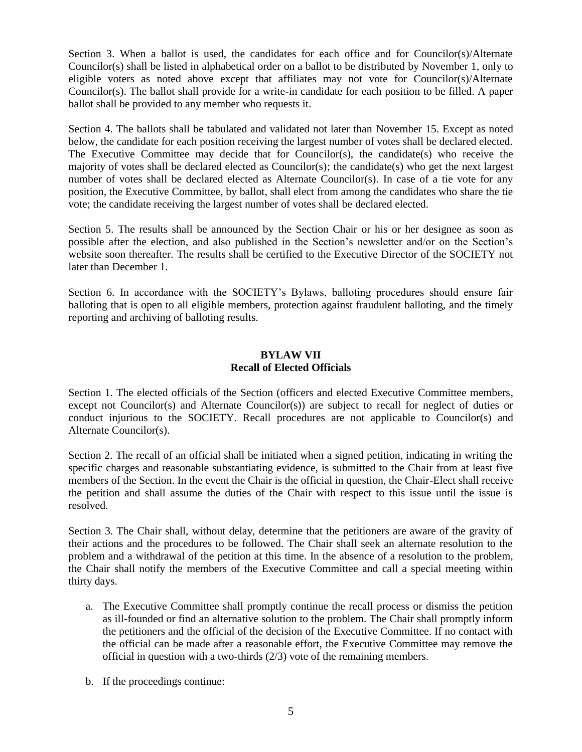Section 3. When a ballot is used, the candidates for each office and for Councilor(s)/Alternate Councilor(s) shall be listed in alphabetical order on a ballot to be distributed by November 1, only to eligible voters as noted above except that affiliates may not vote for Councilor(s)/Alternate Councilor(s). The ballot shall provide for a write-in candidate for each position to be filled. A paper ballot shall be provided to any member who requests it.

Section 4. The ballots shall be tabulated and validated not later than November 15. Except as noted below, the candidate for each position receiving the largest number of votes shall be declared elected. The Executive Committee may decide that for Councilor(s), the candidate(s) who receive the majority of votes shall be declared elected as Councilor(s); the candidate(s) who get the next largest number of votes shall be declared elected as Alternate Councilor(s). In case of a tie vote for any position, the Executive Committee, by ballot, shall elect from among the candidates who share the tie vote; the candidate receiving the largest number of votes shall be declared elected.

Section 5. The results shall be announced by the Section Chair or his or her designee as soon as possible after the election, and also published in the Section's newsletter and/or on the Section's website soon thereafter. The results shall be certified to the Executive Director of the SOCIETY not later than December 1.

Section 6. In accordance with the SOCIETY's Bylaws, balloting procedures should ensure fair balloting that is open to all eligible members, protection against fraudulent balloting, and the timely reporting and archiving of balloting results.

## BYLAW VII
## Recall of Elected Officials

Section 1. The elected officials of the Section (officers and elected Executive Committee members, except not Councilor(s) and Alternate Councilor(s)) are subject to recall for neglect of duties or conduct injurious to the SOCIETY. Recall procedures are not applicable to Councilor(s) and Alternate Councilor(s).

Section 2. The recall of an official shall be initiated when a signed petition, indicating in writing the specific charges and reasonable substantiating evidence, is submitted to the Chair from at least five members of the Section. In the event the Chair is the official in question, the Chair-Elect shall receive the petition and shall assume the duties of the Chair with respect to this issue until the issue is resolved.

Section 3. The Chair shall, without delay, determine that the petitioners are aware of the gravity of their actions and the procedures to be followed. The Chair shall seek an alternate resolution to the problem and a withdrawal of the petition at this time. In the absence of a resolution to the problem, the Chair shall notify the members of the Executive Committee and call a special meeting within thirty days.

a. The Executive Committee shall promptly continue the recall process or dismiss the petition as ill-founded or find an alternative solution to the problem. The Chair shall promptly inform the petitioners and the official of the decision of the Executive Committee. If no contact with the official can be made after a reasonable effort, the Executive Committee may remove the official in question with a two-thirds (2/3) vote of the remaining members.

b. If the proceedings continue: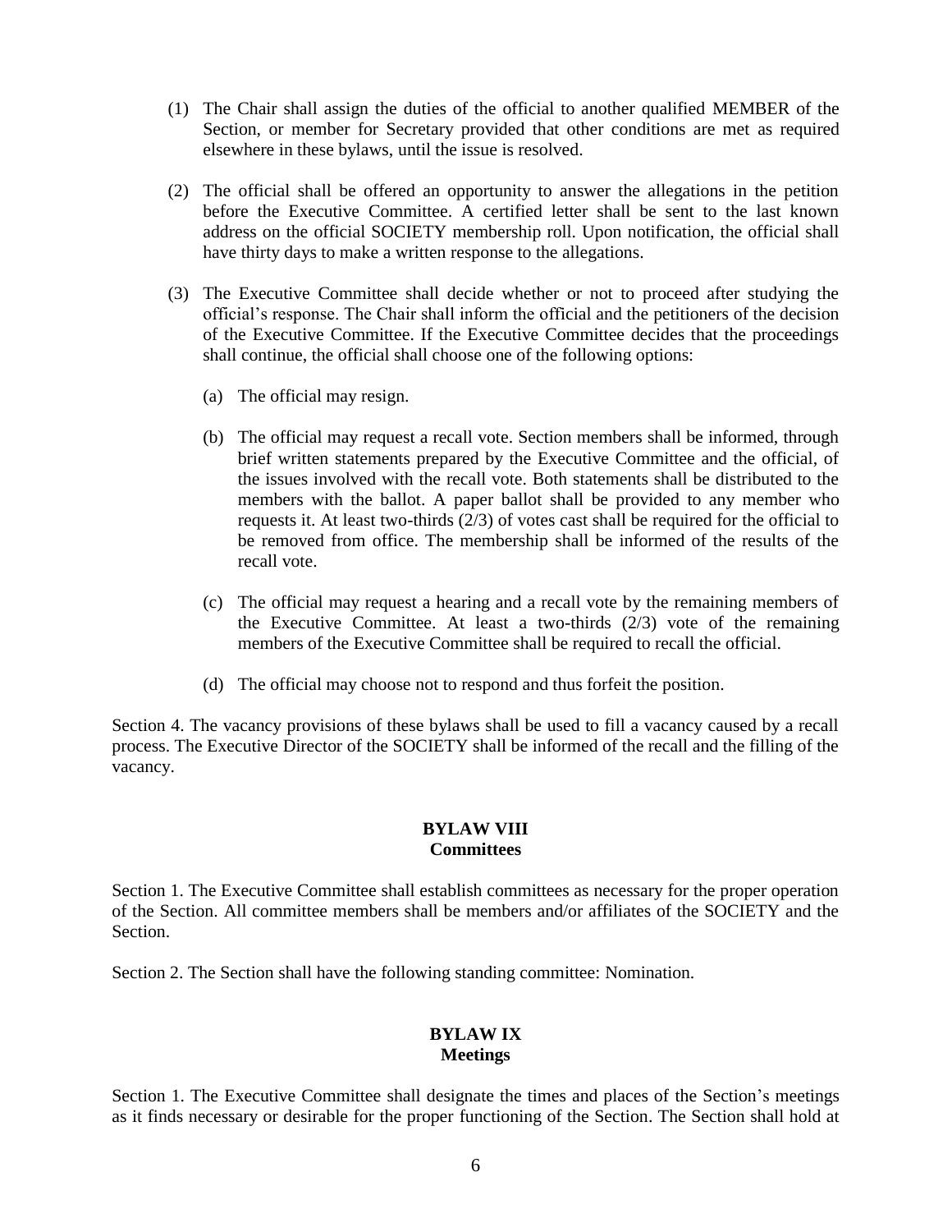(1) The Chair shall assign the duties of the official to another qualified MEMBER of the Section, or member for Secretary provided that other conditions are met as required elsewhere in these bylaws, until the issue is resolved.

(2) The official shall be offered an opportunity to answer the allegations in the petition before the Executive Committee. A certified letter shall be sent to the last known address on the official SOCIETY membership roll. Upon notification, the official shall have thirty days to make a written response to the allegations.

(3) The Executive Committee shall decide whether or not to proceed after studying the official's response. The Chair shall inform the official and the petitioners of the decision of the Executive Committee. If the Executive Committee decides that the proceedings shall continue, the official shall choose one of the following options:

   (a) The official may resign.

   (b) The official may request a recall vote. Section members shall be informed, through brief written statements prepared by the Executive Committee and the official, of the issues involved with the recall vote. Both statements shall be distributed to the members with the ballot. A paper ballot shall be provided to any member who requests it. At least two-thirds (2/3) of votes cast shall be required for the official to be removed from office. The membership shall be informed of the results of the recall vote.

   (c) The official may request a hearing and a recall vote by the remaining members of the Executive Committee. At least a two-thirds (2/3) vote of the remaining members of the Executive Committee shall be required to recall the official.

   (d) The official may choose not to respond and thus forfeit the position.

Section 4. The vacancy provisions of these bylaws shall be used to fill a vacancy caused by a recall process. The Executive Director of the SOCIETY shall be informed of the recall and the filling of the vacancy.

## BYLAW VIII
## Committees

Section 1. The Executive Committee shall establish committees as necessary for the proper operation of the Section. All committee members shall be members and/or affiliates of the SOCIETY and the Section.

Section 2. The Section shall have the following standing committee: Nomination.

## BYLAW IX
## Meetings

Section 1. The Executive Committee shall designate the times and places of the Section's meetings as it finds necessary or desirable for the proper functioning of the Section. The Section shall hold at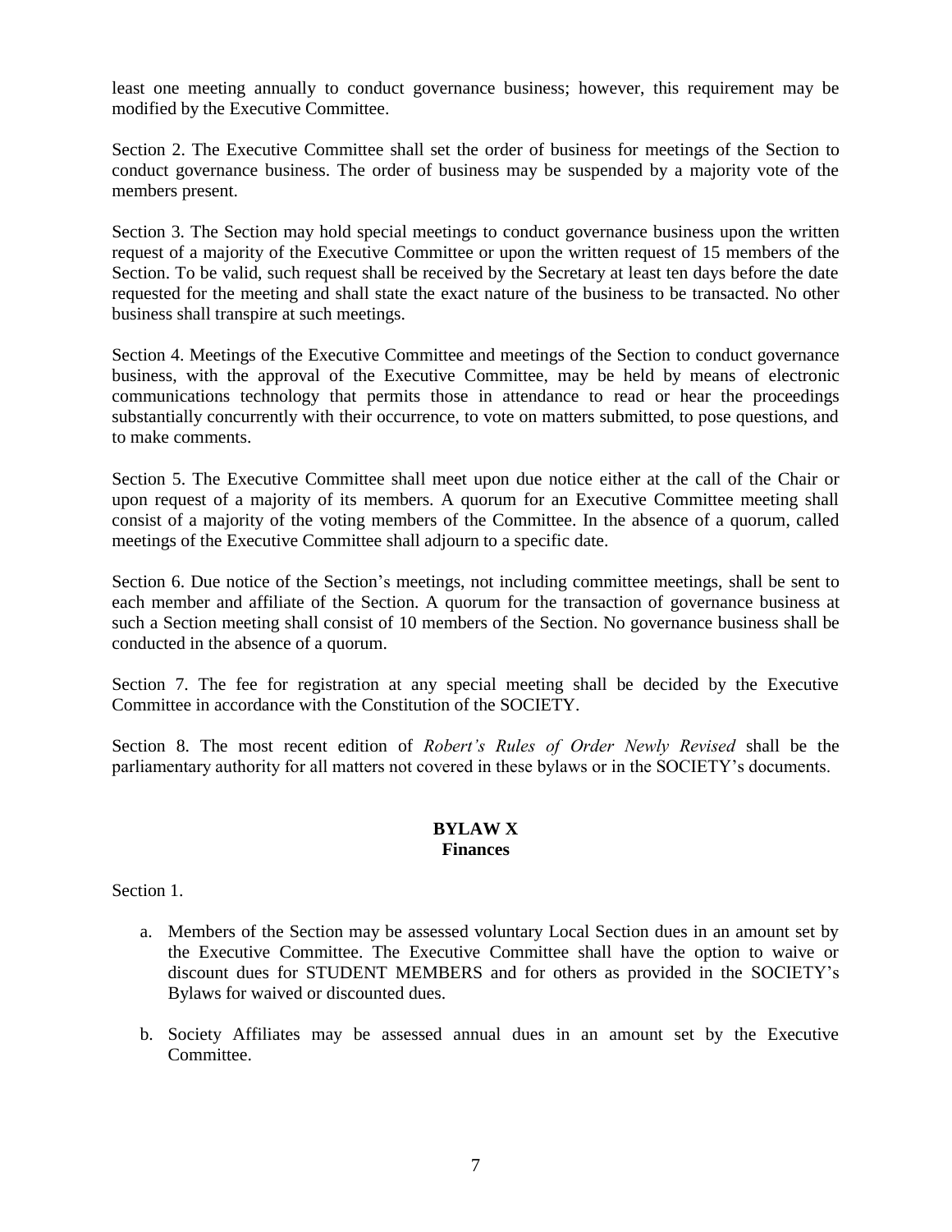least one meeting annually to conduct governance business; however, this requirement may be modified by the Executive Committee.

Section 2. The Executive Committee shall set the order of business for meetings of the Section to conduct governance business. The order of business may be suspended by a majority vote of the members present.

Section 3. The Section may hold special meetings to conduct governance business upon the written request of a majority of the Executive Committee or upon the written request of 15 members of the Section. To be valid, such request shall be received by the Secretary at least ten days before the date requested for the meeting and shall state the exact nature of the business to be transacted. No other business shall transpire at such meetings.

Section 4. Meetings of the Executive Committee and meetings of the Section to conduct governance business, with the approval of the Executive Committee, may be held by means of electronic communications technology that permits those in attendance to read or hear the proceedings substantially concurrently with their occurrence, to vote on matters submitted, to pose questions, and to make comments.

Section 5. The Executive Committee shall meet upon due notice either at the call of the Chair or upon request of a majority of its members. A quorum for an Executive Committee meeting shall consist of a majority of the voting members of the Committee. In the absence of a quorum, called meetings of the Executive Committee shall adjourn to a specific date.

Section 6. Due notice of the Section's meetings, not including committee meetings, shall be sent to each member and affiliate of the Section. A quorum for the transaction of governance business at such a Section meeting shall consist of 10 members of the Section. No governance business shall be conducted in the absence of a quorum.

Section 7. The fee for registration at any special meeting shall be decided by the Executive Committee in accordance with the Constitution of the SOCIETY.

Section 8. The most recent edition of *Robert's Rules of Order Newly Revised* shall be the parliamentary authority for all matters not covered in these bylaws or in the SOCIETY's documents.

## BYLAW X
## Finances

Section 1.

a. Members of the Section may be assessed voluntary Local Section dues in an amount set by the Executive Committee. The Executive Committee shall have the option to waive or discount dues for STUDENT MEMBERS and for others as provided in the SOCIETY's Bylaws for waived or discounted dues.

b. Society Affiliates may be assessed annual dues in an amount set by the Executive Committee.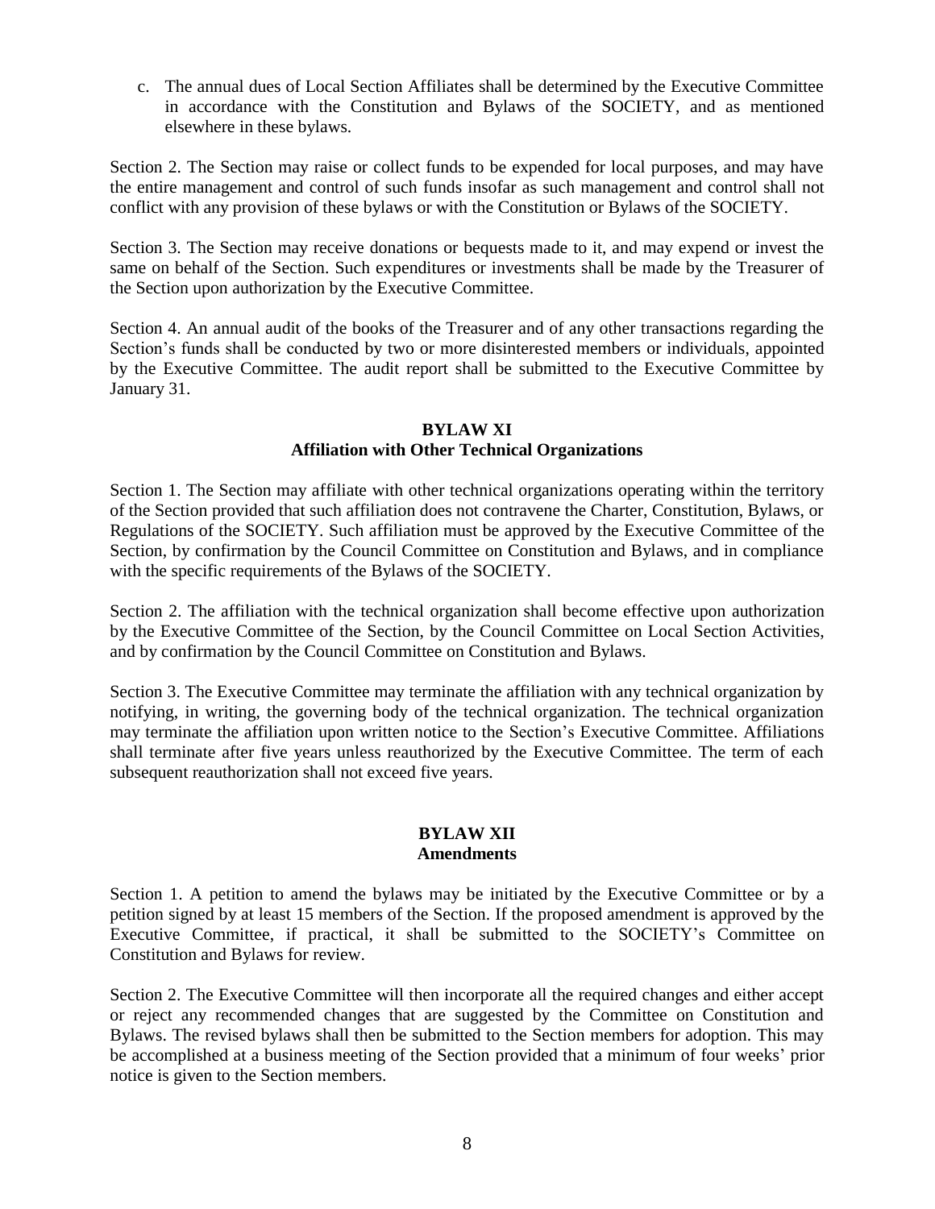c. The annual dues of Local Section Affiliates shall be determined by the Executive Committee in accordance with the Constitution and Bylaws of the SOCIETY, and as mentioned elsewhere in these bylaws.

Section 2. The Section may raise or collect funds to be expended for local purposes, and may have the entire management and control of such funds insofar as such management and control shall not conflict with any provision of these bylaws or with the Constitution or Bylaws of the SOCIETY.

Section 3. The Section may receive donations or bequests made to it, and may expend or invest the same on behalf of the Section. Such expenditures or investments shall be made by the Treasurer of the Section upon authorization by the Executive Committee.

Section 4. An annual audit of the books of the Treasurer and of any other transactions regarding the Section's funds shall be conducted by two or more disinterested members or individuals, appointed by the Executive Committee. The audit report shall be submitted to the Executive Committee by January 31.

## BYLAW XI
## Affiliation with Other Technical Organizations

Section 1. The Section may affiliate with other technical organizations operating within the territory of the Section provided that such affiliation does not contravene the Charter, Constitution, Bylaws, or Regulations of the SOCIETY. Such affiliation must be approved by the Executive Committee of the Section, by confirmation by the Council Committee on Constitution and Bylaws, and in compliance with the specific requirements of the Bylaws of the SOCIETY.

Section 2. The affiliation with the technical organization shall become effective upon authorization by the Executive Committee of the Section, by the Council Committee on Local Section Activities, and by confirmation by the Council Committee on Constitution and Bylaws.

Section 3. The Executive Committee may terminate the affiliation with any technical organization by notifying, in writing, the governing body of the technical organization. The technical organization may terminate the affiliation upon written notice to the Section's Executive Committee. Affiliations shall terminate after five years unless reauthorized by the Executive Committee. The term of each subsequent reauthorization shall not exceed five years.

## BYLAW XII
## Amendments

Section 1. A petition to amend the bylaws may be initiated by the Executive Committee or by a petition signed by at least 15 members of the Section. If the proposed amendment is approved by the Executive Committee, if practical, it shall be submitted to the SOCIETY's Committee on Constitution and Bylaws for review.

Section 2. The Executive Committee will then incorporate all the required changes and either accept or reject any recommended changes that are suggested by the Committee on Constitution and Bylaws. The revised bylaws shall then be submitted to the Section members for adoption. This may be accomplished at a business meeting of the Section provided that a minimum of four weeks' prior notice is given to the Section members.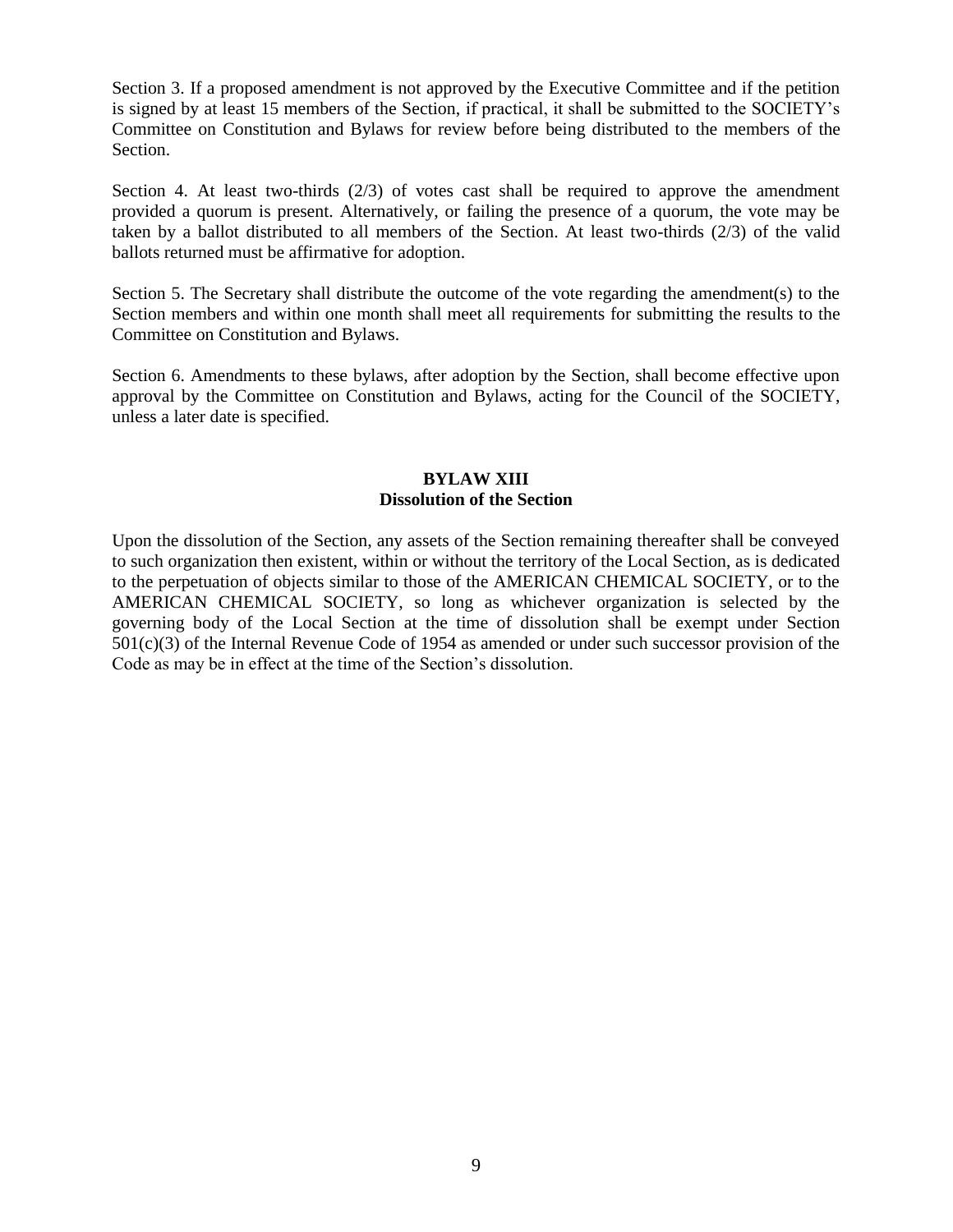Section 3. If a proposed amendment is not approved by the Executive Committee and if the petition is signed by at least 15 members of the Section, if practical, it shall be submitted to the SOCIETY's Committee on Constitution and Bylaws for review before being distributed to the members of the Section.

Section 4. At least two-thirds (2/3) of votes cast shall be required to approve the amendment provided a quorum is present. Alternatively, or failing the presence of a quorum, the vote may be taken by a ballot distributed to all members of the Section. At least two-thirds (2/3) of the valid ballots returned must be affirmative for adoption.

Section 5. The Secretary shall distribute the outcome of the vote regarding the amendment(s) to the Section members and within one month shall meet all requirements for submitting the results to the Committee on Constitution and Bylaws.

Section 6. Amendments to these bylaws, after adoption by the Section, shall become effective upon approval by the Committee on Constitution and Bylaws, acting for the Council of the SOCIETY, unless a later date is specified.

## BYLAW XIII
## Dissolution of the Section

Upon the dissolution of the Section, any assets of the Section remaining thereafter shall be conveyed to such organization then existent, within or without the territory of the Local Section, as is dedicated to the perpetuation of objects similar to those of the AMERICAN CHEMICAL SOCIETY, or to the AMERICAN CHEMICAL SOCIETY, so long as whichever organization is selected by the governing body of the Local Section at the time of dissolution shall be exempt under Section 501(c)(3) of the Internal Revenue Code of 1954 as amended or under such successor provision of the Code as may be in effect at the time of the Section's dissolution.